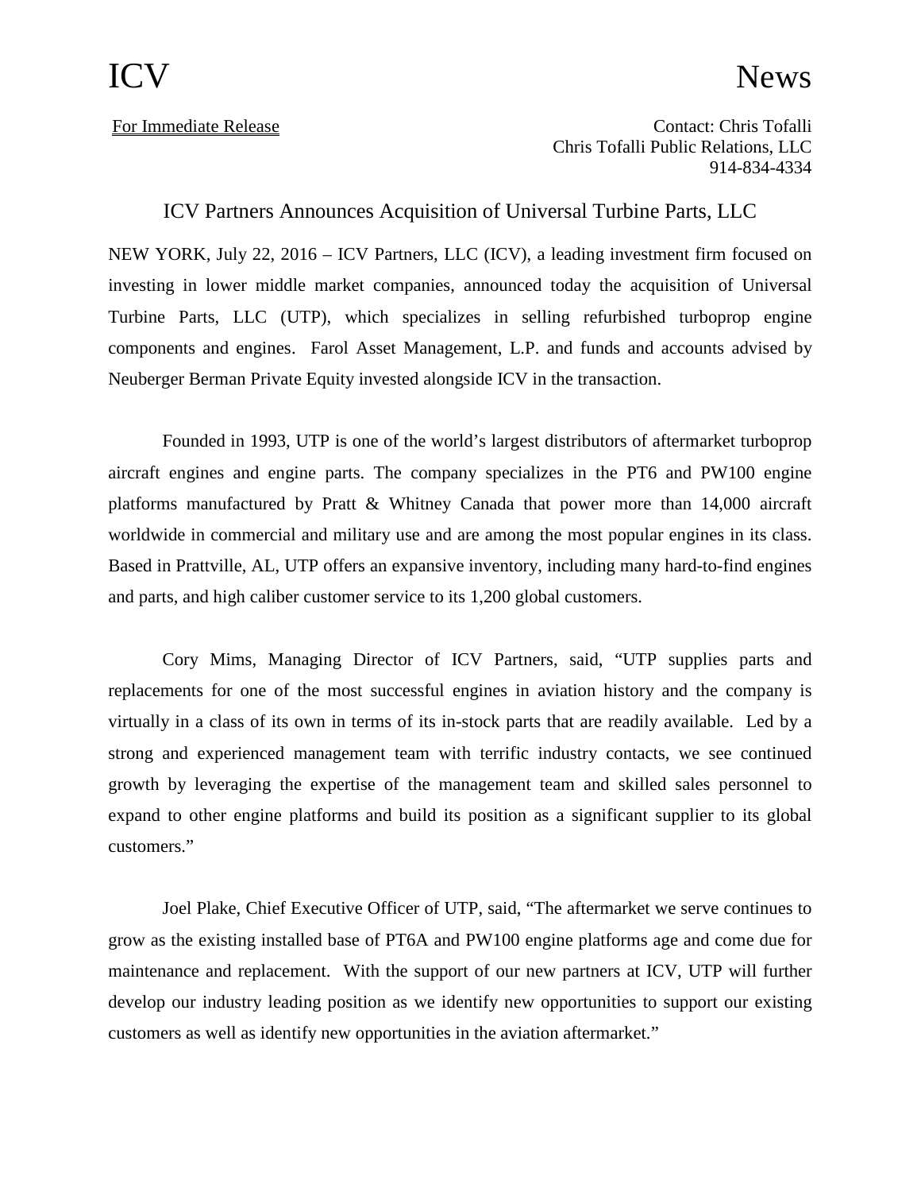# ICV News

For Immediate Release

Contact: Chris Tofalli
Chris Tofalli Public Relations, LLC
914-834-4334

## ICV Partners Announces Acquisition of Universal Turbine Parts, LLC

NEW YORK, July 22, 2016 – ICV Partners, LLC (ICV), a leading investment firm focused on investing in lower middle market companies, announced today the acquisition of Universal Turbine Parts, LLC (UTP), which specializes in selling refurbished turboprop engine components and engines. Farol Asset Management, L.P. and funds and accounts advised by Neuberger Berman Private Equity invested alongside ICV in the transaction.

Founded in 1993, UTP is one of the world's largest distributors of aftermarket turboprop aircraft engines and engine parts. The company specializes in the PT6 and PW100 engine platforms manufactured by Pratt & Whitney Canada that power more than 14,000 aircraft worldwide in commercial and military use and are among the most popular engines in its class. Based in Prattville, AL, UTP offers an expansive inventory, including many hard-to-find engines and parts, and high caliber customer service to its 1,200 global customers.

Cory Mims, Managing Director of ICV Partners, said, "UTP supplies parts and replacements for one of the most successful engines in aviation history and the company is virtually in a class of its own in terms of its in-stock parts that are readily available. Led by a strong and experienced management team with terrific industry contacts, we see continued growth by leveraging the expertise of the management team and skilled sales personnel to expand to other engine platforms and build its position as a significant supplier to its global customers."

Joel Plake, Chief Executive Officer of UTP, said, "The aftermarket we serve continues to grow as the existing installed base of PT6A and PW100 engine platforms age and come due for maintenance and replacement. With the support of our new partners at ICV, UTP will further develop our industry leading position as we identify new opportunities to support our existing customers as well as identify new opportunities in the aviation aftermarket."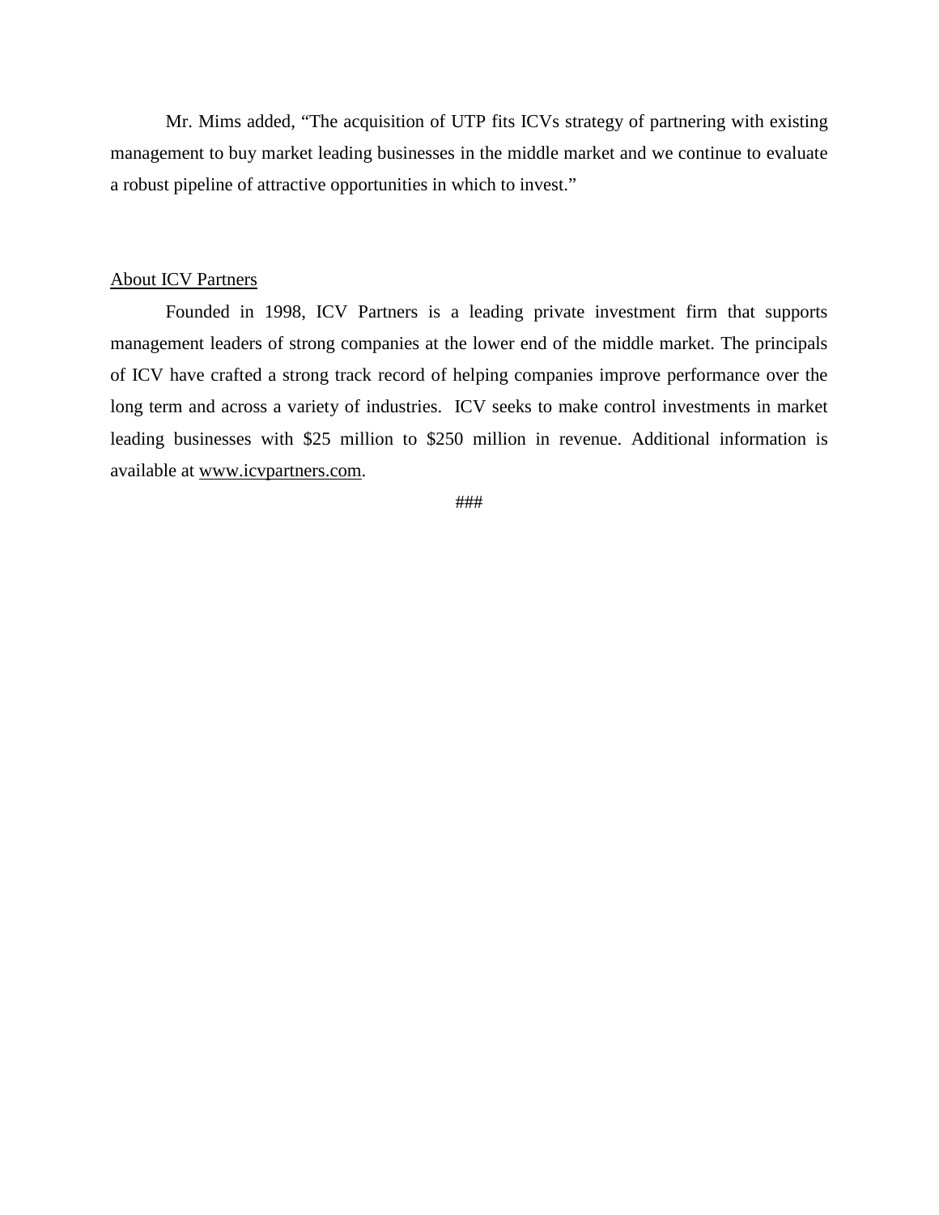Mr. Mims added, “The acquisition of UTP fits ICVs strategy of partnering with existing management to buy market leading businesses in the middle market and we continue to evaluate a robust pipeline of attractive opportunities in which to invest.”

About ICV Partners

Founded in 1998, ICV Partners is a leading private investment firm that supports management leaders of strong companies at the lower end of the middle market. The principals of ICV have crafted a strong track record of helping companies improve performance over the long term and across a variety of industries.  ICV seeks to make control investments in market leading businesses with $25 million to $250 million in revenue. Additional information is available at www.icvpartners.com.

###